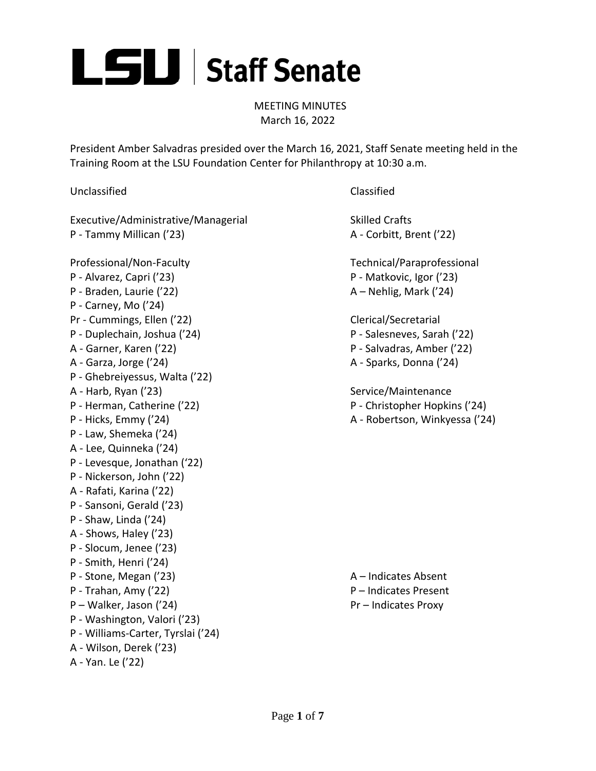# LSU | Staff Senate

MEETING MINUTES
March 16, 2022

President Amber Salvadras presided over the March 16, 2021, Staff Senate meeting held in the Training Room at the LSU Foundation Center for Philanthropy at 10:30 a.m.

Unclassified

Executive/Administrative/Managerial
P - Tammy Millican ('23)

Professional/Non-Faculty
P - Alvarez, Capri ('23)
P - Braden, Laurie ('22)
P - Carney, Mo ('24)
Pr - Cummings, Ellen ('22)
P - Duplechain, Joshua ('24)
A - Garner, Karen ('22)
A - Garza, Jorge ('24)
P - Ghebreiyessus, Walta ('22)
A - Harb, Ryan ('23)
P - Herman, Catherine ('22)
P - Hicks, Emmy ('24)
P - Law, Shemeka ('24)
A - Lee, Quinneka ('24)
P - Levesque, Jonathan ('22)
P - Nickerson, John ('22)
A - Rafati, Karina ('22)
P - Sansoni, Gerald ('23)
P - Shaw, Linda ('24)
A - Shows, Haley ('23)
P - Slocum, Jenee ('23)
P - Smith, Henri ('24)
P - Stone, Megan ('23)
P - Trahan, Amy ('22)
P – Walker, Jason ('24)
P - Washington, Valori ('23)
P - Williams-Carter, Tyrslai ('24)
A - Wilson, Derek ('23)
A - Yan. Le ('22)

Classified

Skilled Crafts
A - Corbitt, Brent ('22)

Technical/Paraprofessional
P - Matkovic, Igor ('23)
A – Nehlig, Mark ('24)

Clerical/Secretarial
P - Salesneves, Sarah ('22)
P - Salvadras, Amber ('22)
A - Sparks, Donna ('24)

Service/Maintenance
P - Christopher Hopkins ('24)
A - Robertson, Winkyessa ('24)

A – Indicates Absent
P – Indicates Present
Pr – Indicates Proxy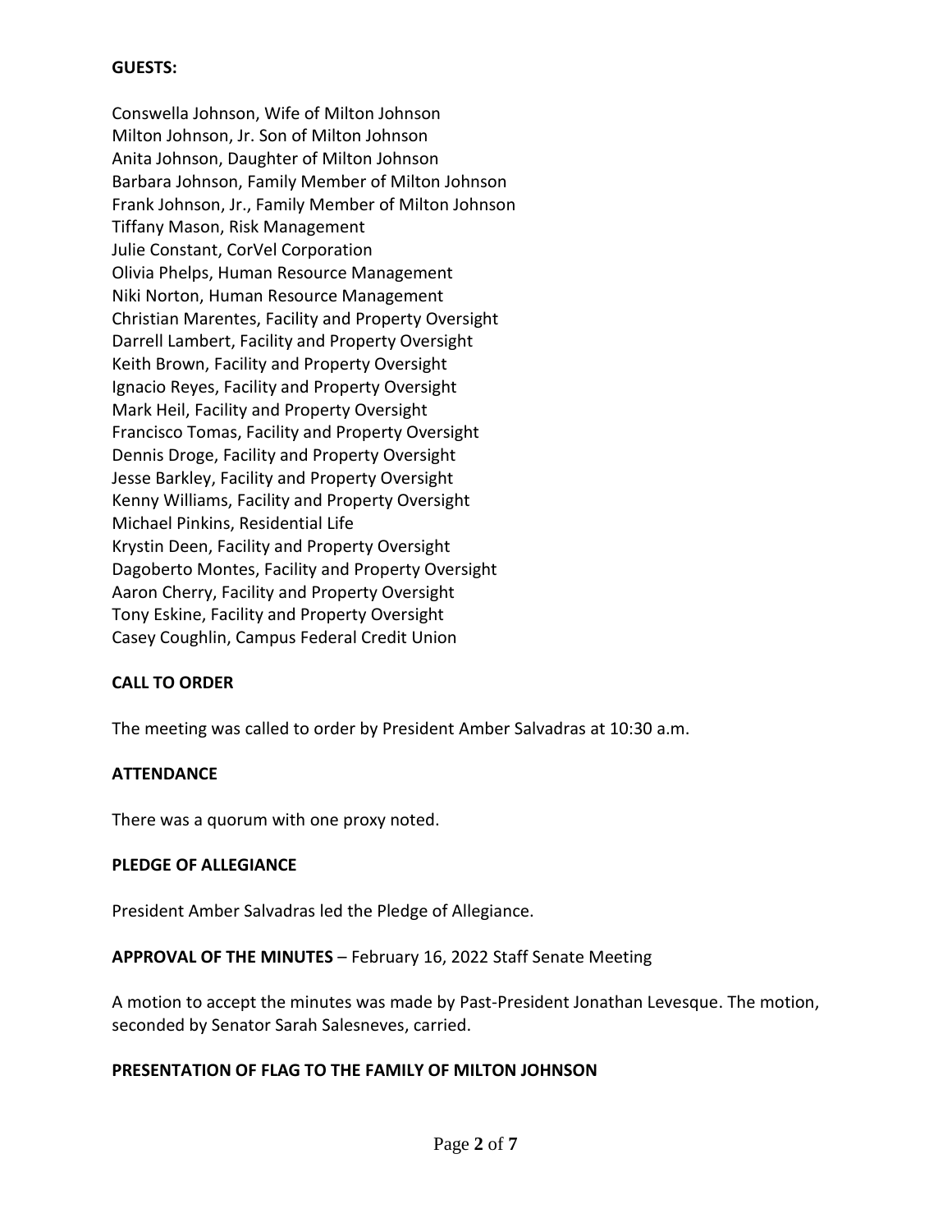**GUESTS:**

Conswella Johnson, Wife of Milton Johnson
Milton Johnson, Jr. Son of Milton Johnson
Anita Johnson, Daughter of Milton Johnson
Barbara Johnson, Family Member of Milton Johnson
Frank Johnson, Jr., Family Member of Milton Johnson
Tiffany Mason, Risk Management
Julie Constant, CorVel Corporation
Olivia Phelps, Human Resource Management
Niki Norton, Human Resource Management
Christian Marentes, Facility and Property Oversight
Darrell Lambert, Facility and Property Oversight
Keith Brown, Facility and Property Oversight
Ignacio Reyes, Facility and Property Oversight
Mark Heil, Facility and Property Oversight
Francisco Tomas, Facility and Property Oversight
Dennis Droge, Facility and Property Oversight
Jesse Barkley, Facility and Property Oversight
Kenny Williams, Facility and Property Oversight
Michael Pinkins, Residential Life
Krystin Deen, Facility and Property Oversight
Dagoberto Montes, Facility and Property Oversight
Aaron Cherry, Facility and Property Oversight
Tony Eskine, Facility and Property Oversight
Casey Coughlin, Campus Federal Credit Union

**CALL TO ORDER**

The meeting was called to order by President Amber Salvadras at 10:30 a.m.

**ATTENDANCE**

There was a quorum with one proxy noted.

**PLEDGE OF ALLEGIANCE**

President Amber Salvadras led the Pledge of Allegiance.

**APPROVAL OF THE MINUTES** – February 16, 2022 Staff Senate Meeting

A motion to accept the minutes was made by Past-President Jonathan Levesque. The motion, seconded by Senator Sarah Salesneves, carried.

**PRESENTATION OF FLAG TO THE FAMILY OF MILTON JOHNSON**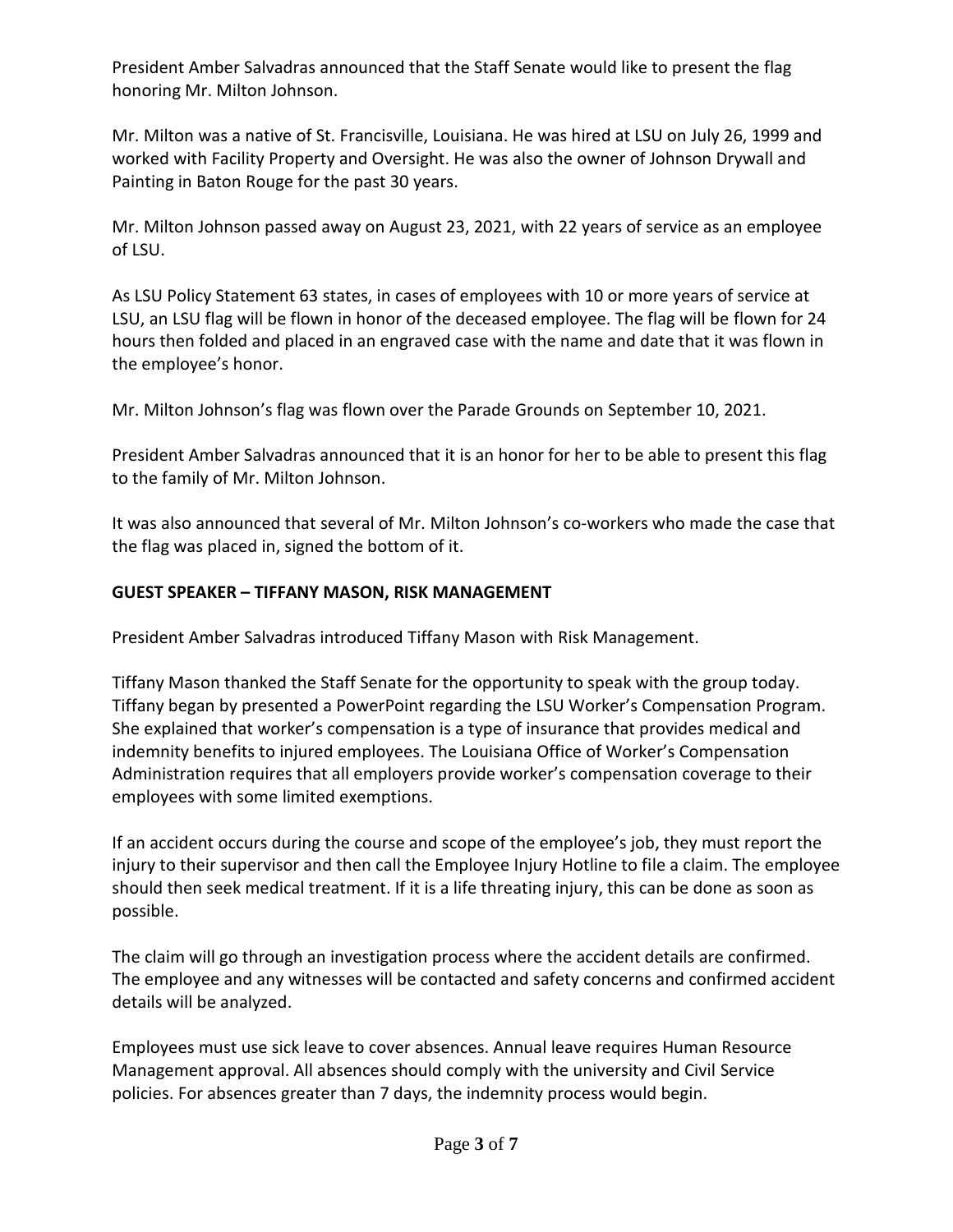President Amber Salvadras announced that the Staff Senate would like to present the flag honoring Mr. Milton Johnson.

Mr. Milton was a native of St. Francisville, Louisiana. He was hired at LSU on July 26, 1999 and worked with Facility Property and Oversight. He was also the owner of Johnson Drywall and Painting in Baton Rouge for the past 30 years.

Mr. Milton Johnson passed away on August 23, 2021, with 22 years of service as an employee of LSU.

As LSU Policy Statement 63 states, in cases of employees with 10 or more years of service at LSU, an LSU flag will be flown in honor of the deceased employee. The flag will be flown for 24 hours then folded and placed in an engraved case with the name and date that it was flown in the employee's honor.

Mr. Milton Johnson's flag was flown over the Parade Grounds on September 10, 2021.

President Amber Salvadras announced that it is an honor for her to be able to present this flag to the family of Mr. Milton Johnson.

It was also announced that several of Mr. Milton Johnson's co-workers who made the case that the flag was placed in, signed the bottom of it.

**GUEST SPEAKER – TIFFANY MASON, RISK MANAGEMENT**

President Amber Salvadras introduced Tiffany Mason with Risk Management.

Tiffany Mason thanked the Staff Senate for the opportunity to speak with the group today. Tiffany began by presented a PowerPoint regarding the LSU Worker's Compensation Program. She explained that worker's compensation is a type of insurance that provides medical and indemnity benefits to injured employees. The Louisiana Office of Worker's Compensation Administration requires that all employers provide worker's compensation coverage to their employees with some limited exemptions.

If an accident occurs during the course and scope of the employee's job, they must report the injury to their supervisor and then call the Employee Injury Hotline to file a claim. The employee should then seek medical treatment. If it is a life threating injury, this can be done as soon as possible.

The claim will go through an investigation process where the accident details are confirmed. The employee and any witnesses will be contacted and safety concerns and confirmed accident details will be analyzed.

Employees must use sick leave to cover absences. Annual leave requires Human Resource Management approval. All absences should comply with the university and Civil Service policies. For absences greater than 7 days, the indemnity process would begin.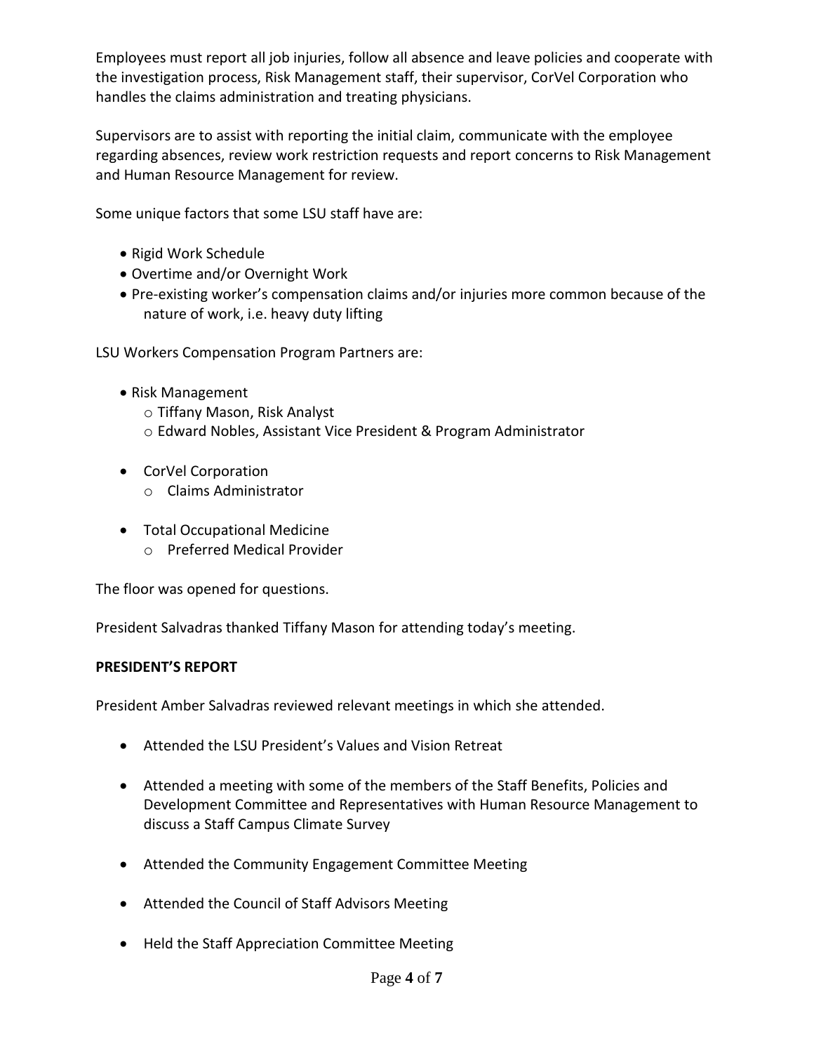Employees must report all job injuries, follow all absence and leave policies and cooperate with the investigation process, Risk Management staff, their supervisor, CorVel Corporation who handles the claims administration and treating physicians.

Supervisors are to assist with reporting the initial claim, communicate with the employee regarding absences, review work restriction requests and report concerns to Risk Management and Human Resource Management for review.

Some unique factors that some LSU staff have are:

- Rigid Work Schedule
- Overtime and/or Overnight Work
- Pre-existing worker's compensation claims and/or injuries more common because of the nature of work, i.e. heavy duty lifting

LSU Workers Compensation Program Partners are:

- Risk Management
  - Tiffany Mason, Risk Analyst
  - Edward Nobles, Assistant Vice President & Program Administrator

- CorVel Corporation
  - Claims Administrator

- Total Occupational Medicine
  - Preferred Medical Provider

The floor was opened for questions.

President Salvadras thanked Tiffany Mason for attending today's meeting.

**PRESIDENT'S REPORT**

President Amber Salvadras reviewed relevant meetings in which she attended.

- Attended the LSU President's Values and Vision Retreat

- Attended a meeting with some of the members of the Staff Benefits, Policies and Development Committee and Representatives with Human Resource Management to discuss a Staff Campus Climate Survey

- Attended the Community Engagement Committee Meeting

- Attended the Council of Staff Advisors Meeting

- Held the Staff Appreciation Committee Meeting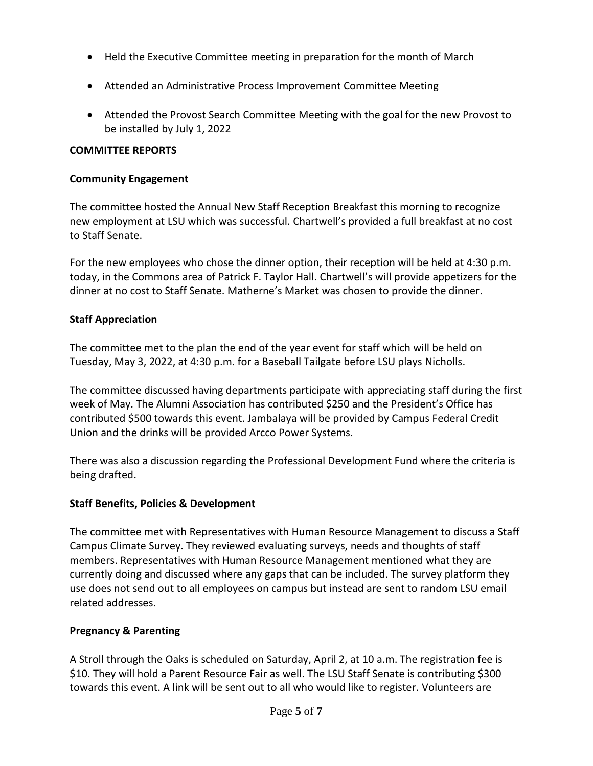- Held the Executive Committee meeting in preparation for the month of March
- Attended an Administrative Process Improvement Committee Meeting
- Attended the Provost Search Committee Meeting with the goal for the new Provost to be installed by July 1, 2022

**COMMITTEE REPORTS**

**Community Engagement**

The committee hosted the Annual New Staff Reception Breakfast this morning to recognize new employment at LSU which was successful. Chartwell's provided a full breakfast at no cost to Staff Senate.

For the new employees who chose the dinner option, their reception will be held at 4:30 p.m. today, in the Commons area of Patrick F. Taylor Hall. Chartwell's will provide appetizers for the dinner at no cost to Staff Senate. Matherne's Market was chosen to provide the dinner.

**Staff Appreciation**

The committee met to the plan the end of the year event for staff which will be held on Tuesday, May 3, 2022, at 4:30 p.m. for a Baseball Tailgate before LSU plays Nicholls.

The committee discussed having departments participate with appreciating staff during the first week of May. The Alumni Association has contributed $250 and the President's Office has contributed $500 towards this event. Jambalaya will be provided by Campus Federal Credit Union and the drinks will be provided Arcco Power Systems.

There was also a discussion regarding the Professional Development Fund where the criteria is being drafted.

**Staff Benefits, Policies & Development**

The committee met with Representatives with Human Resource Management to discuss a Staff Campus Climate Survey. They reviewed evaluating surveys, needs and thoughts of staff members. Representatives with Human Resource Management mentioned what they are currently doing and discussed where any gaps that can be included. The survey platform they use does not send out to all employees on campus but instead are sent to random LSU email related addresses.

**Pregnancy & Parenting**

A Stroll through the Oaks is scheduled on Saturday, April 2, at 10 a.m. The registration fee is $10. They will hold a Parent Resource Fair as well. The LSU Staff Senate is contributing $300 towards this event. A link will be sent out to all who would like to register. Volunteers are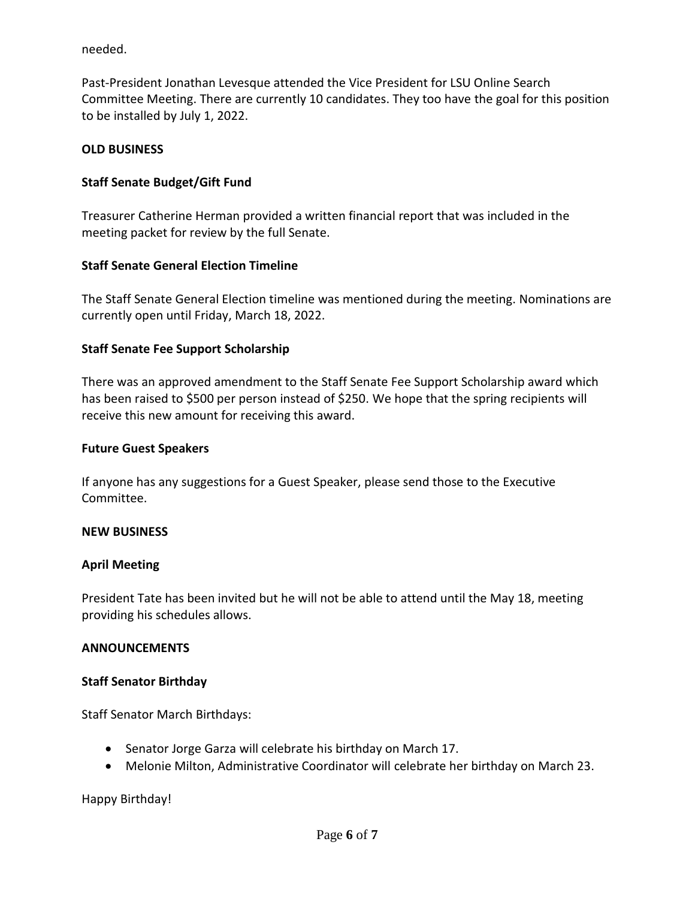needed.

Past-President Jonathan Levesque attended the Vice President for LSU Online Search Committee Meeting. There are currently 10 candidates. They too have the goal for this position to be installed by July 1, 2022.

**OLD BUSINESS**

**Staff Senate Budget/Gift Fund**

Treasurer Catherine Herman provided a written financial report that was included in the meeting packet for review by the full Senate.

**Staff Senate General Election Timeline**

The Staff Senate General Election timeline was mentioned during the meeting. Nominations are currently open until Friday, March 18, 2022.

**Staff Senate Fee Support Scholarship**

There was an approved amendment to the Staff Senate Fee Support Scholarship award which has been raised to $500 per person instead of $250. We hope that the spring recipients will receive this new amount for receiving this award.

**Future Guest Speakers**

If anyone has any suggestions for a Guest Speaker, please send those to the Executive Committee.

**NEW BUSINESS**

**April Meeting**

President Tate has been invited but he will not be able to attend until the May 18, meeting providing his schedules allows.

**ANNOUNCEMENTS**

**Staff Senator Birthday**

Staff Senator March Birthdays:

- Senator Jorge Garza will celebrate his birthday on March 17.
- Melonie Milton, Administrative Coordinator will celebrate her birthday on March 23.

Happy Birthday!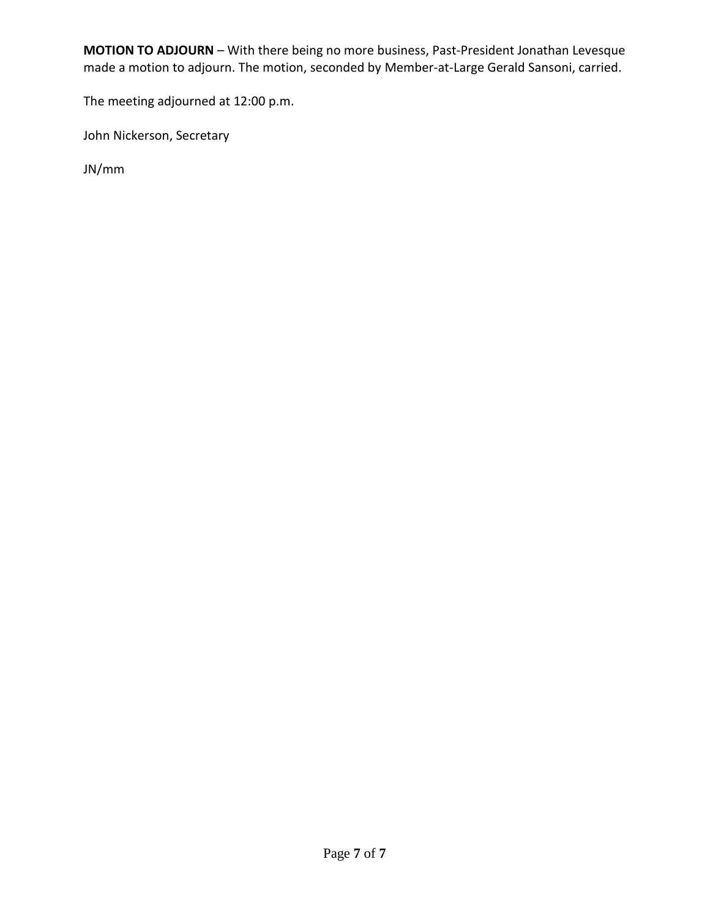**MOTION TO ADJOURN** – With there being no more business, Past-President Jonathan Levesque made a motion to adjourn. The motion, seconded by Member-at-Large Gerald Sansoni, carried.

The meeting adjourned at 12:00 p.m.

John Nickerson, Secretary

JN/mm